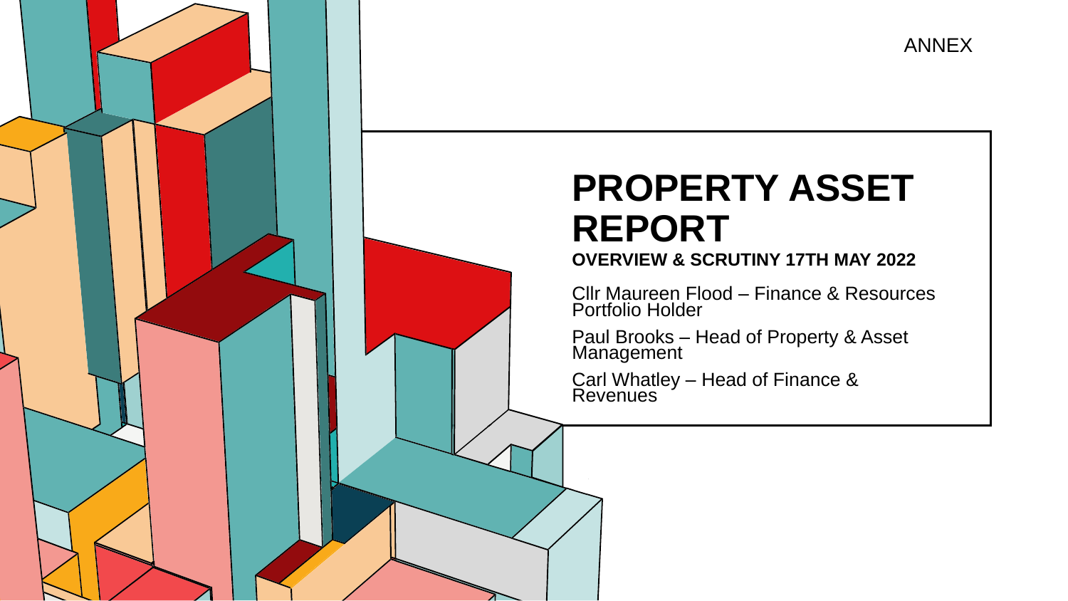ANNEX

# PROPERTY ASSET REPORT

**OVERVIEW & SCRUTINY 17TH MAY 2022**

Cllr Maureen Flood – Finance & Resources Portfolio Holder

Paul Brooks – Head of Property & Asset Management

Carl Whatley – Head of Finance & Revenues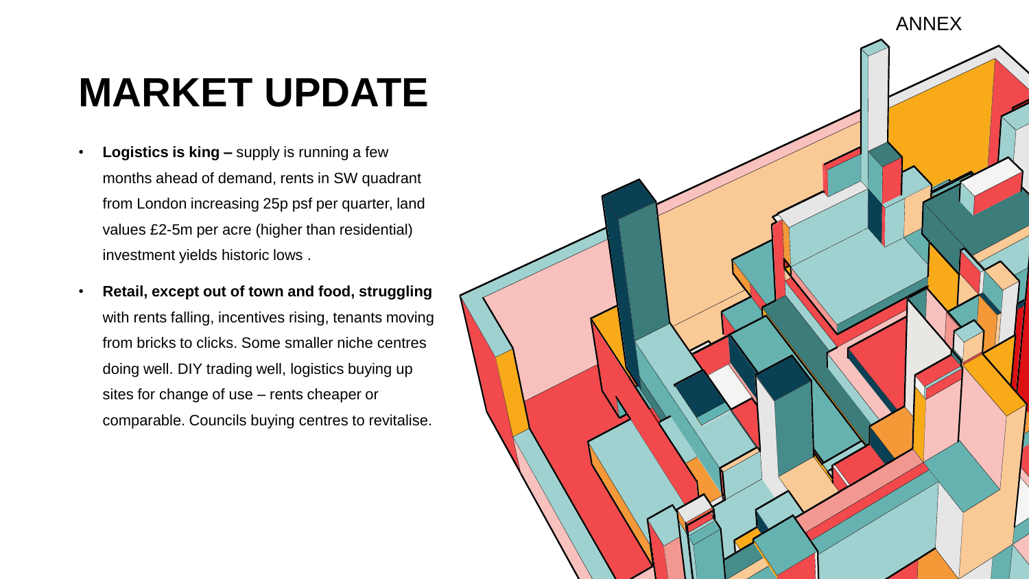ANNEX

# MARKET UPDATE

- **Logistics is king –** supply is running a few months ahead of demand, rents in SW quadrant from London increasing 25p psf per quarter, land values £2-5m per acre (higher than residential) investment yields historic lows .
- **Retail, except out of town and food, struggling** with rents falling, incentives rising, tenants moving from bricks to clicks. Some smaller niche centres doing well. DIY trading well, logistics buying up sites for change of use – rents cheaper or comparable. Councils buying centres to revitalise.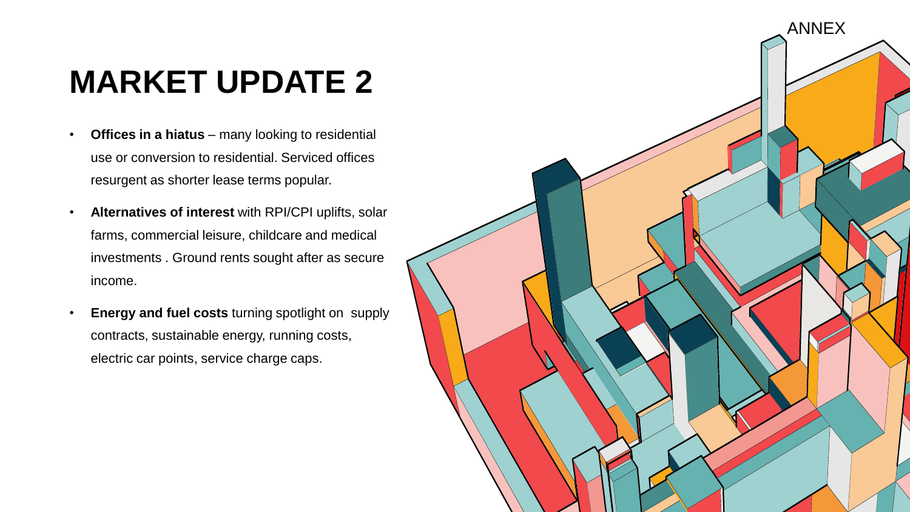ANNEX

# MARKET UPDATE 2

- **Offices in a hiatus** – many looking to residential use or conversion to residential. Serviced offices resurgent as shorter lease terms popular.
- **Alternatives of interest** with RPI/CPI uplifts, solar farms, commercial leisure, childcare and medical investments . Ground rents sought after as secure income.
- **Energy and fuel costs** turning spotlight on supply contracts, sustainable energy, running costs, electric car points, service charge caps.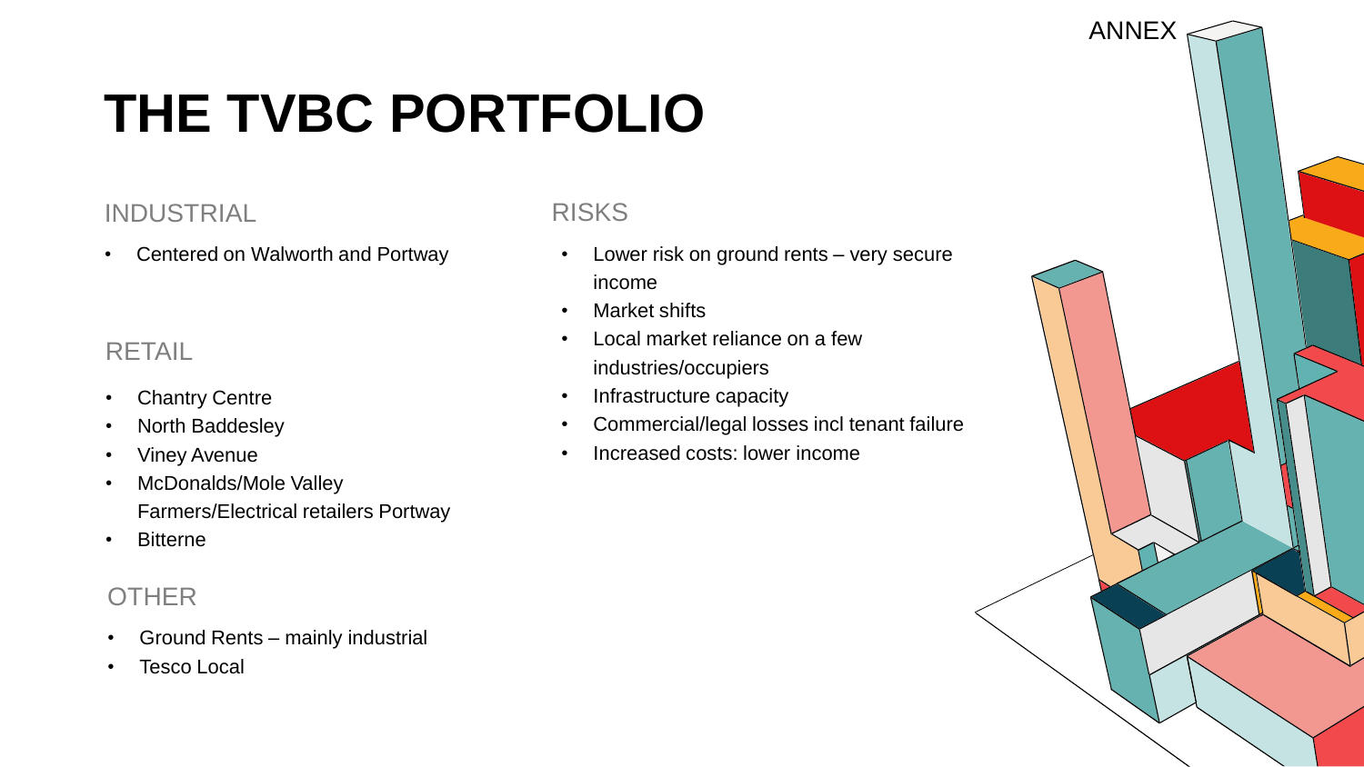ANNEX

# THE TVBC PORTFOLIO

## INDUSTRIAL

- Centered on Walworth and Portway

## RETAIL

- Chantry Centre
- North Baddesley
- Viney Avenue
- McDonalds/Mole Valley Farmers/Electrical retailers Portway
- Bitterne

## OTHER

- Ground Rents – mainly industrial
- Tesco Local

## RISKS

- Lower risk on ground rents – very secure income
- Market shifts
- Local market reliance on a few industries/occupiers
- Infrastructure capacity
- Commercial/legal losses incl tenant failure
- Increased costs: lower income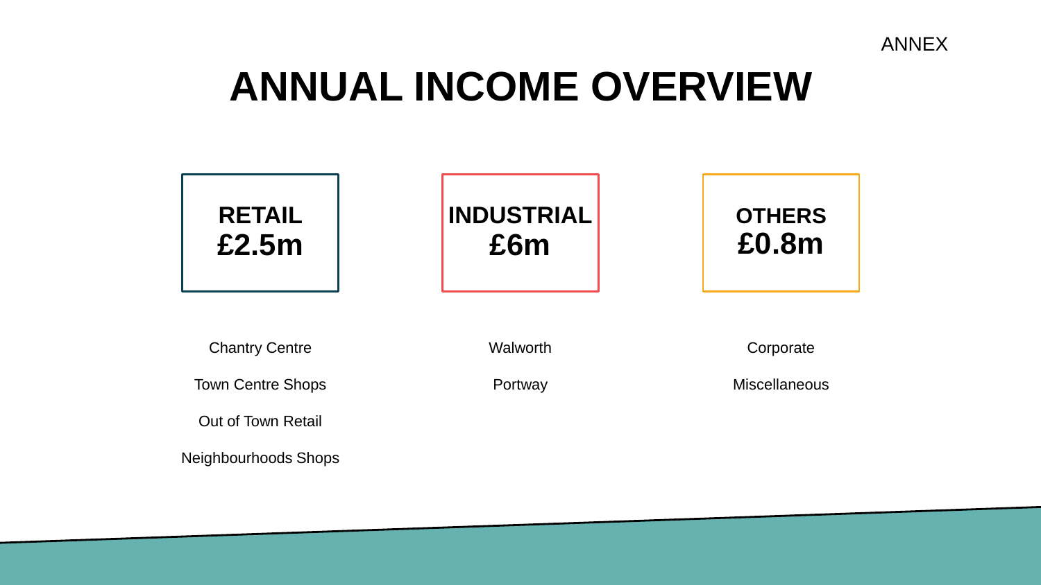ANNEX

# ANNUAL INCOME OVERVIEW

| RETAIL £2.5m | INDUSTRIAL £6m | OTHERS £0.8m |
| --- | --- | --- |
| Chantry Centre | Walworth | Corporate |
| Town Centre Shops | Portway | Miscellaneous |
| Out of Town Retail | | |
| Neighbourhoods Shops | | |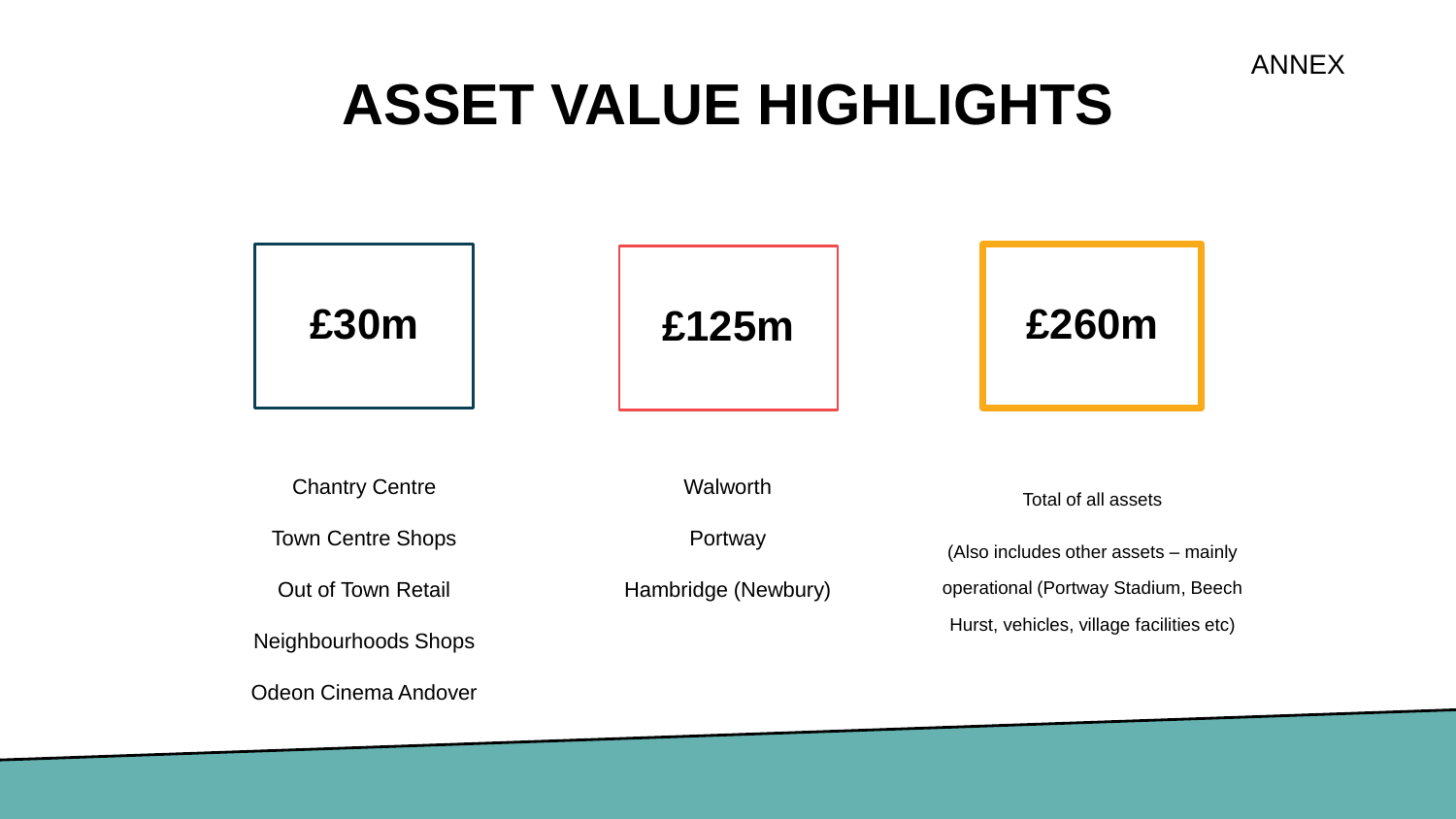ANNEX

# ASSET VALUE HIGHLIGHTS

**£30m**

Chantry Centre

Town Centre Shops

Out of Town Retail

Neighbourhoods Shops

Odeon Cinema Andover

**£125m**

Walworth

Portway

Hambridge (Newbury)

**£260m**

Total of all assets

(Also includes other assets – mainly operational (Portway Stadium, Beech Hurst, vehicles, village facilities etc)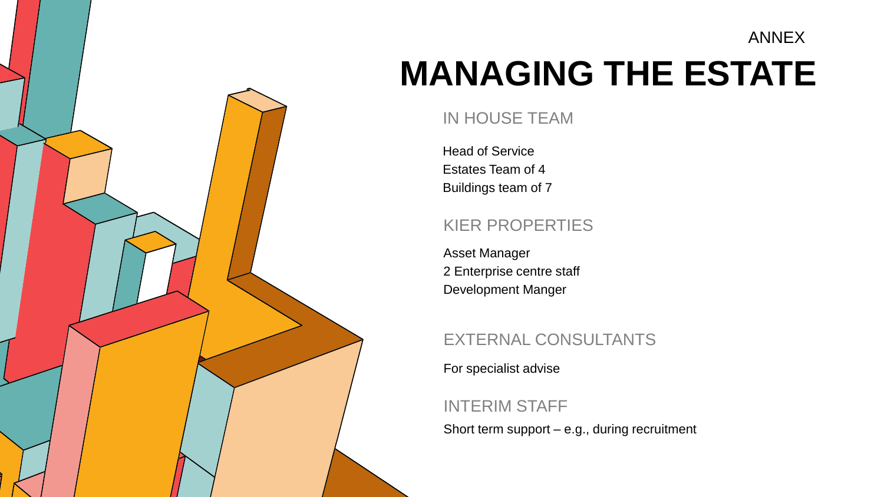ANNEX

# MANAGING THE ESTATE

## IN HOUSE TEAM

Head of Service
Estates Team of 4
Buildings team of 7

## KIER PROPERTIES

Asset Manager
2 Enterprise centre staff
Development Manger

## EXTERNAL CONSULTANTS

For specialist advise

## INTERIM STAFF

Short term support – e.g., during recruitment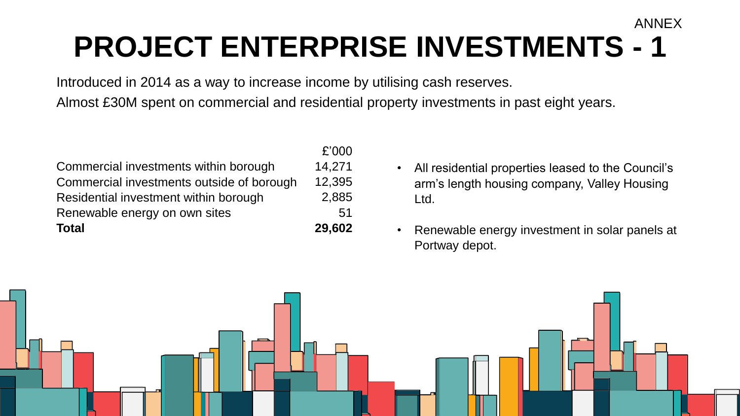ANNEX

# PROJECT ENTERPRISE INVESTMENTS - 1

Introduced in 2014 as a way to increase income by utilising cash reserves.

Almost £30M spent on commercial and residential property investments in past eight years.

| | £'000 |
|---|---|
| Commercial investments within borough | 14,271 |
| Commercial investments outside of borough | 12,395 |
| Residential investment within borough | 2,885 |
| Renewable energy on own sites | 51 |
| **Total** | **29,602** |

- All residential properties leased to the Council's arm's length housing company, Valley Housing Ltd.
- Renewable energy investment in solar panels at Portway depot.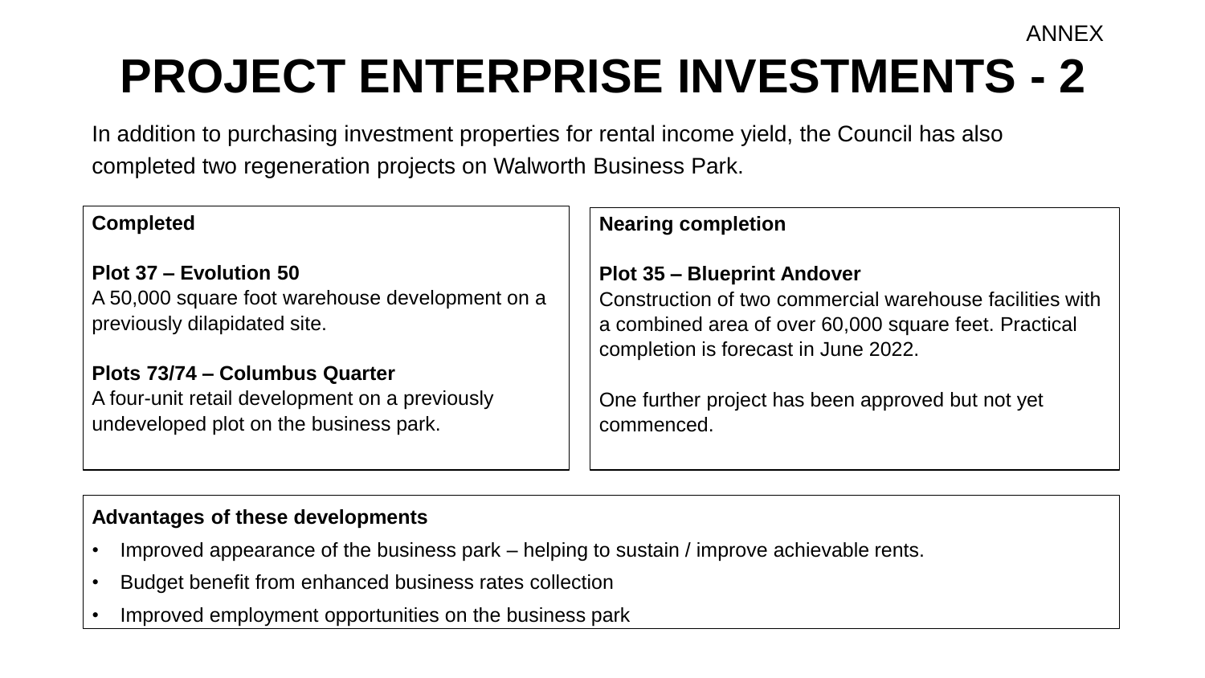ANNEX

# PROJECT ENTERPRISE INVESTMENTS - 2

In addition to purchasing investment properties for rental income yield, the Council has also completed two regeneration projects on Walworth Business Park.

**Completed**

**Plot 37 – Evolution 50**
A 50,000 square foot warehouse development on a previously dilapidated site.

**Plots 73/74 – Columbus Quarter**
A four-unit retail development on a previously undeveloped plot on the business park.

**Nearing completion**

**Plot 35 – Blueprint Andover**
Construction of two commercial warehouse facilities with a combined area of over 60,000 square feet. Practical completion is forecast in June 2022.

One further project has been approved but not yet commenced.

**Advantages of these developments**

- Improved appearance of the business park – helping to sustain / improve achievable rents.
- Budget benefit from enhanced business rates collection
- Improved employment opportunities on the business park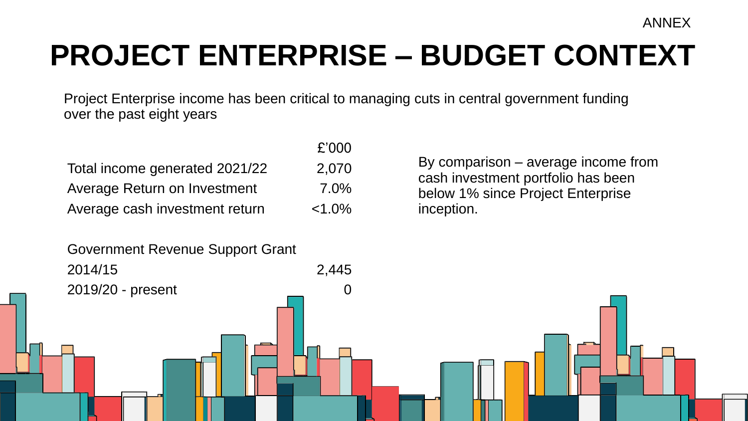ANNEX

# PROJECT ENTERPRISE – BUDGET CONTEXT

Project Enterprise income has been critical to managing cuts in central government funding over the past eight years

| | £'000 |
|---|---|
| Total income generated 2021/22 | 2,070 |
| Average Return on Investment | 7.0% |
| Average cash investment return | <1.0% |
| | |
| Government Revenue Support Grant | |
| 2014/15 | 2,445 |
| 2019/20 - present | 0 |

By comparison – average income from cash investment portfolio has been below 1% since Project Enterprise inception.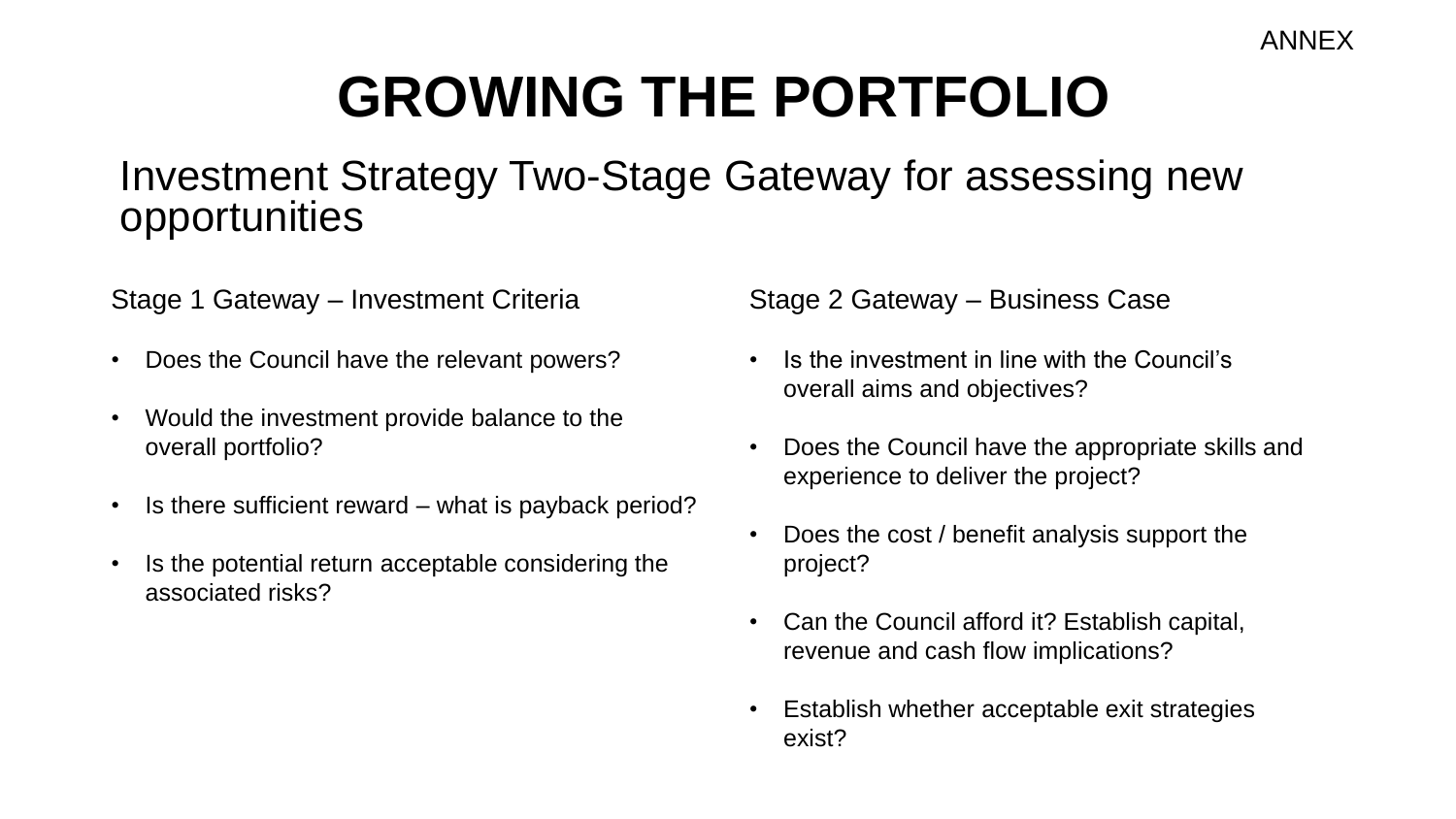ANNEX

# GROWING THE PORTFOLIO

## Investment Strategy Two-Stage Gateway for assessing new opportunities

### Stage 1 Gateway – Investment Criteria

- Does the Council have the relevant powers?
- Would the investment provide balance to the overall portfolio?
- Is there sufficient reward – what is payback period?
- Is the potential return acceptable considering the associated risks?

### Stage 2 Gateway – Business Case

- Is the investment in line with the Council's overall aims and objectives?
- Does the Council have the appropriate skills and experience to deliver the project?
- Does the cost / benefit analysis support the project?
- Can the Council afford it? Establish capital, revenue and cash flow implications?
- Establish whether acceptable exit strategies exist?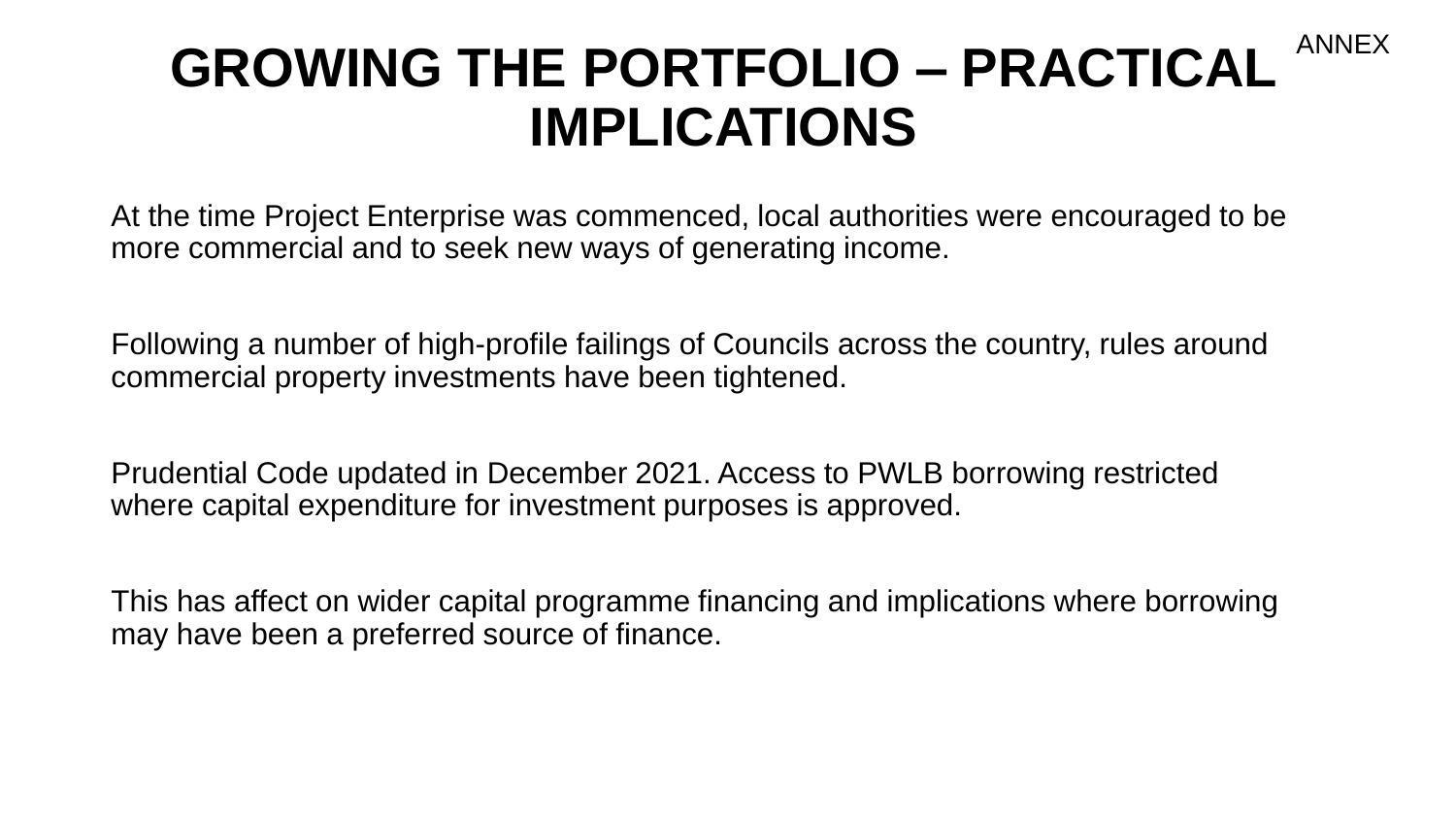ANNEX

# GROWING THE PORTFOLIO – PRACTICAL IMPLICATIONS

At the time Project Enterprise was commenced, local authorities were encouraged to be more commercial and to seek new ways of generating income.

Following a number of high-profile failings of Councils across the country, rules around commercial property investments have been tightened.

Prudential Code updated in December 2021. Access to PWLB borrowing restricted where capital expenditure for investment purposes is approved.

This has affect on wider capital programme financing and implications where borrowing may have been a preferred source of finance.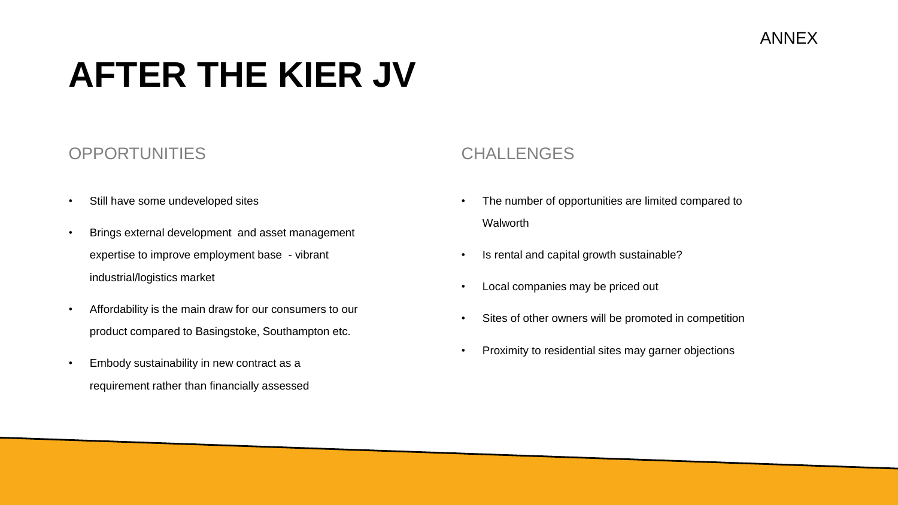ANNEX

# AFTER THE KIER JV

## OPPORTUNITIES

- Still have some undeveloped sites
- Brings external development and asset management expertise to improve employment base - vibrant industrial/logistics market
- Affordability is the main draw for our consumers to our product compared to Basingstoke, Southampton etc.
- Embody sustainability in new contract as a requirement rather than financially assessed

## CHALLENGES

- The number of opportunities are limited compared to Walworth
- Is rental and capital growth sustainable?
- Local companies may be priced out
- Sites of other owners will be promoted in competition
- Proximity to residential sites may garner objections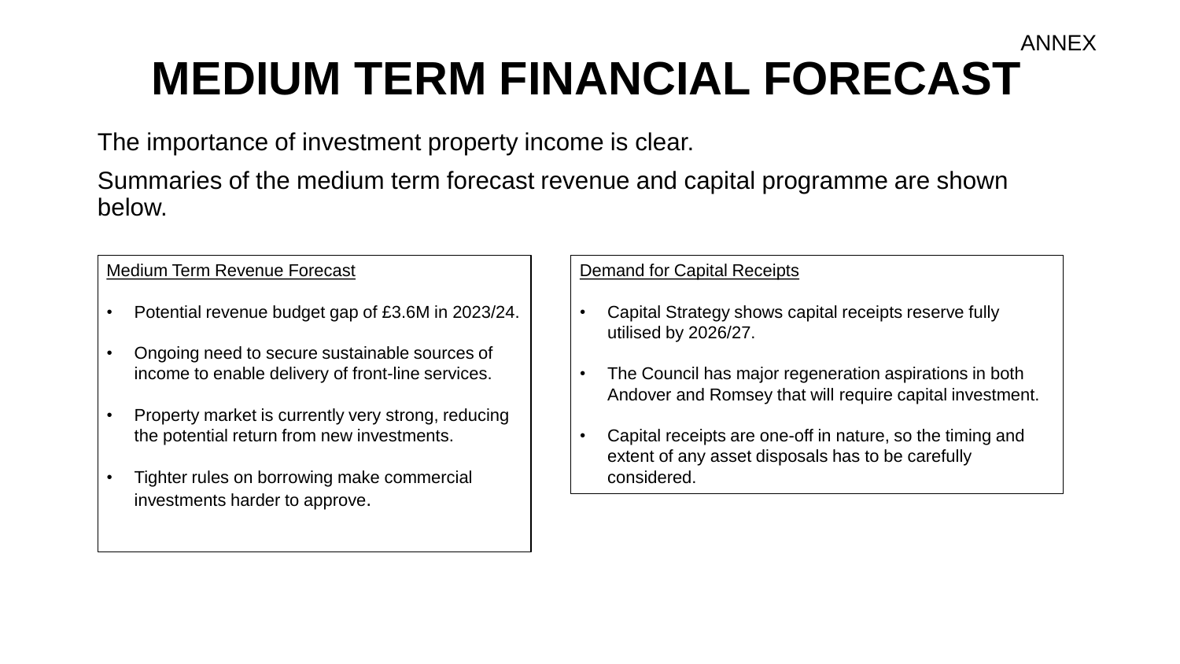ANNEX

# MEDIUM TERM FINANCIAL FORECAST

The importance of investment property income is clear.

Summaries of the medium term forecast revenue and capital programme are shown below.

Medium Term Revenue Forecast

- Potential revenue budget gap of £3.6M in 2023/24.
- Ongoing need to secure sustainable sources of income to enable delivery of front-line services.
- Property market is currently very strong, reducing the potential return from new investments.
- Tighter rules on borrowing make commercial investments harder to approve.

Demand for Capital Receipts

- Capital Strategy shows capital receipts reserve fully utilised by 2026/27.
- The Council has major regeneration aspirations in both Andover and Romsey that will require capital investment.
- Capital receipts are one-off in nature, so the timing and extent of any asset disposals has to be carefully considered.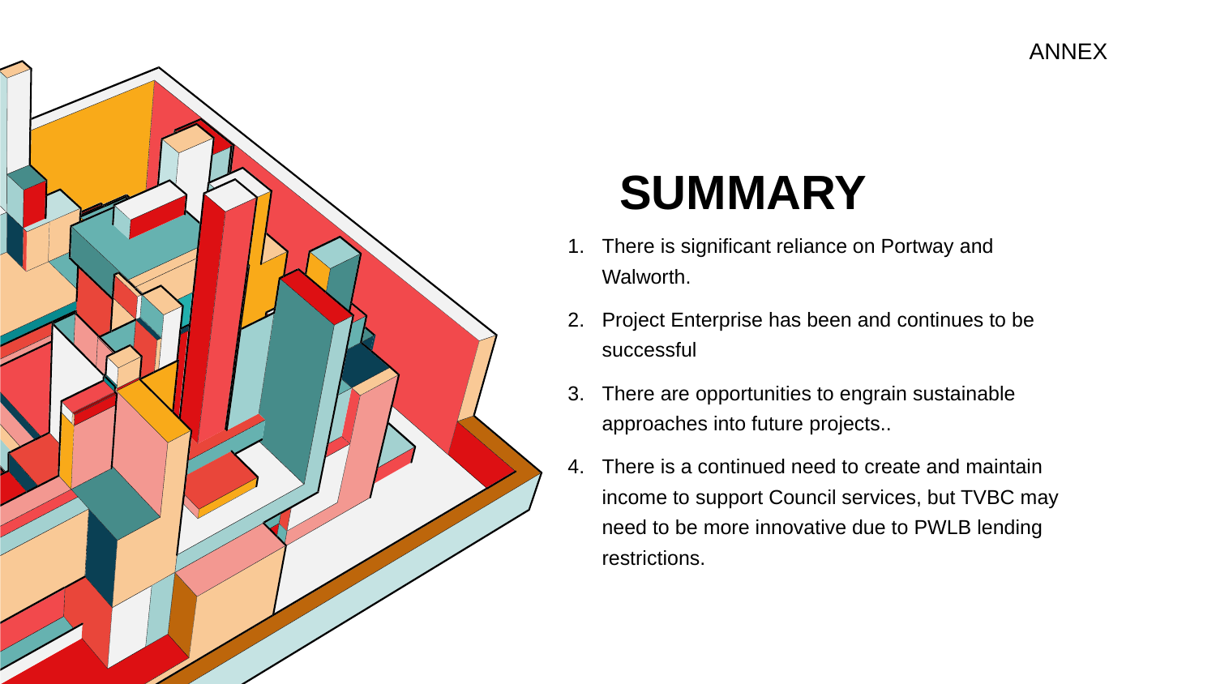ANNEX

# SUMMARY

1. There is significant reliance on Portway and Walworth.
2. Project Enterprise has been and continues to be successful
3. There are opportunities to engrain sustainable approaches into future projects..
4. There is a continued need to create and maintain income to support Council services, but TVBC may need to be more innovative due to PWLB lending restrictions.